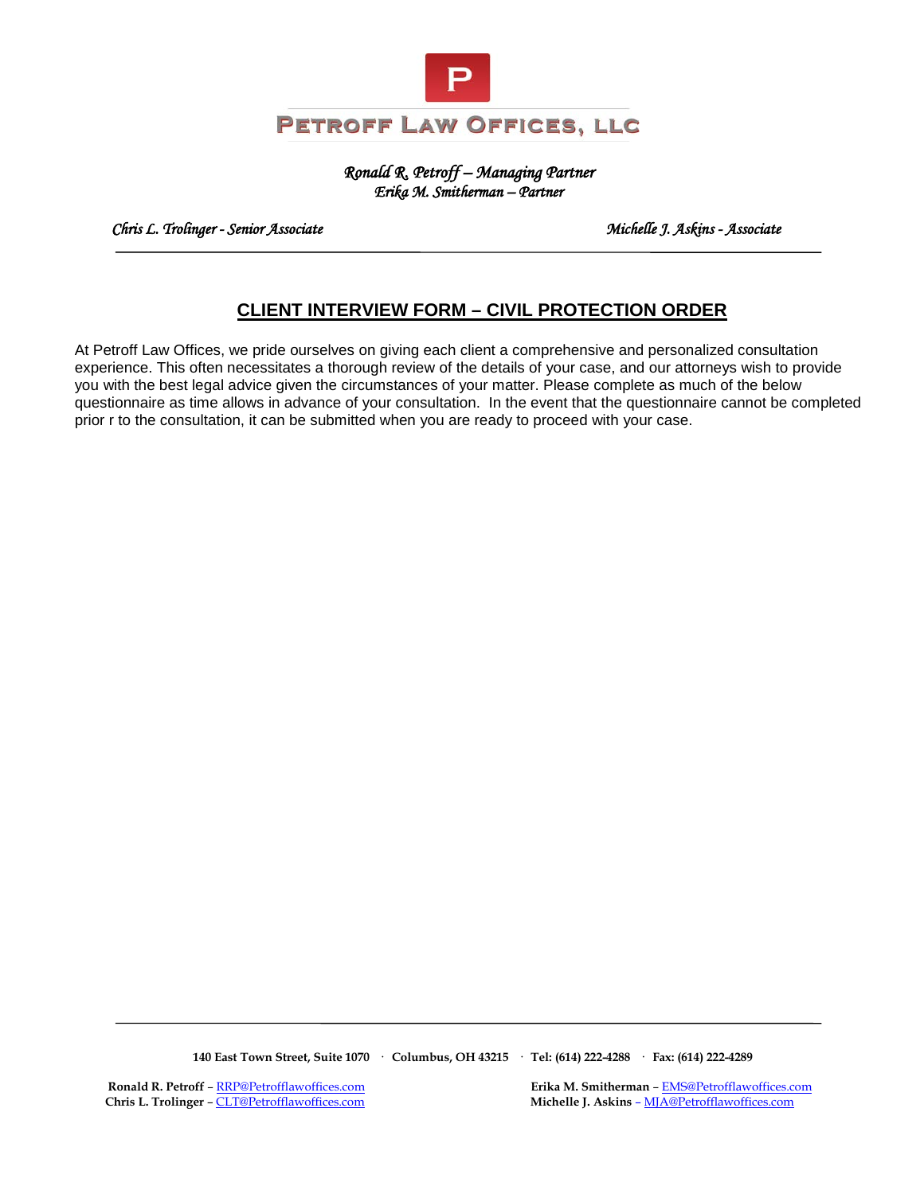# PETROFF LAW OFFICES, LLC

*Ronald R. Petroff – Managing Partner*
*Erika M. Smitherman – Partner*

*Chris L. Trolinger - Senior Associate* *Michelle J. Askins - Associate*

---

## CLIENT INTERVIEW FORM – CIVIL PROTECTION ORDER

At Petroff Law Offices, we pride ourselves on giving each client a comprehensive and personalized consultation experience. This often necessitates a thorough review of the details of your case, and our attorneys wish to provide you with the best legal advice given the circumstances of your matter. Please complete as much of the below questionnaire as time allows in advance of your consultation. In the event that the questionnaire cannot be completed prior r to the consultation, it can be submitted when you are ready to proceed with your case.

---

**140 East Town Street, Suite 1070 · Columbus, OH 43215 · Tel: (614) 222-4288 · Fax: (614) 222-4289**

**Ronald R. Petroff** – RRP@Petrofflawoffices.com
**Erika M. Smitherman** – EMS@Petrofflawoffices.com
**Chris L. Trolinger** – CLT@Petrofflawoffices.com
**Michelle J. Askins** – MJA@Petrofflawoffices.com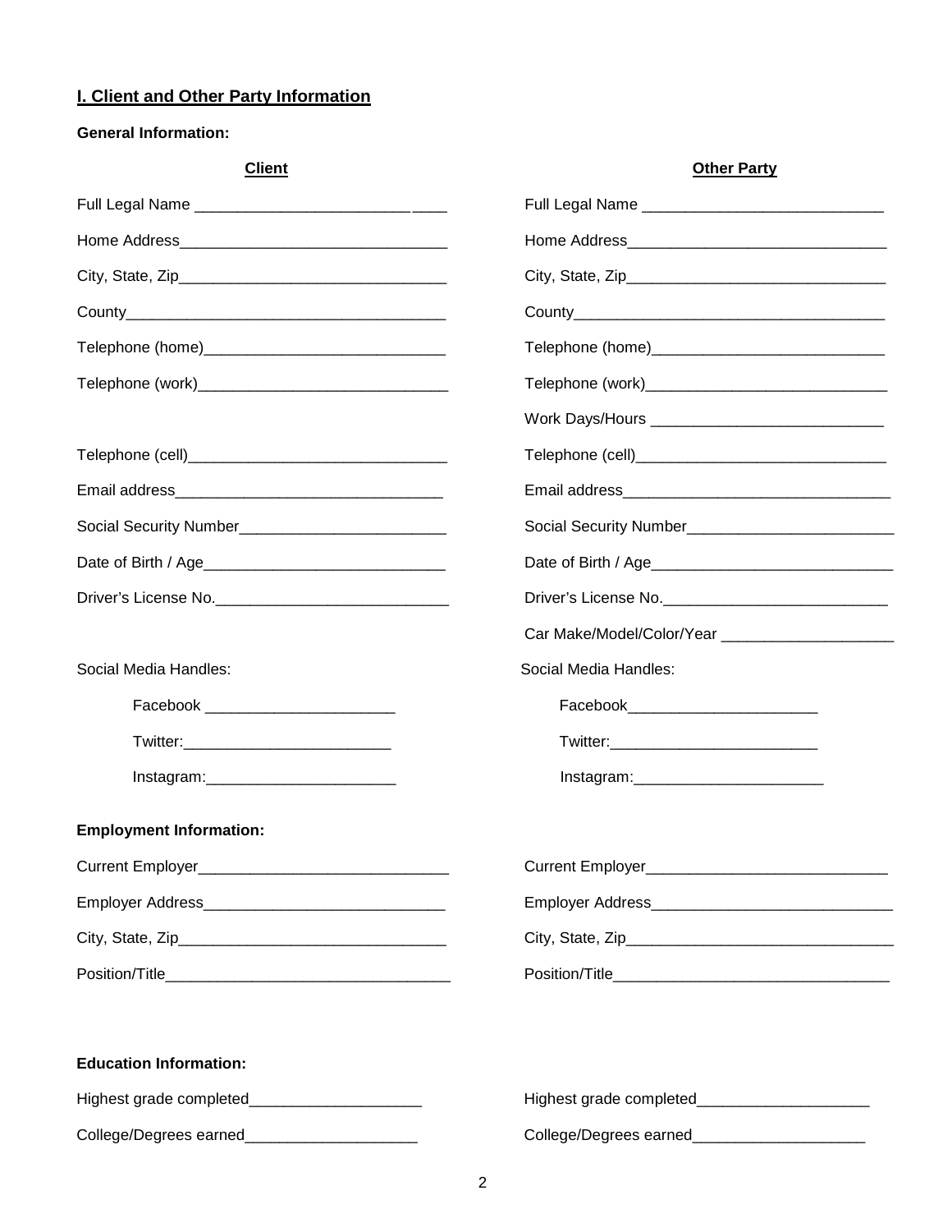## I. Client and Other Party Information

**General Information:**

| Client | Other Party |
|---|---|
| Full Legal Name ______________________________ | Full Legal Name ____________________________ |
| Home Address_______________________________ | Home Address______________________________ |
| City, State, Zip_______________________________ | City, State, Zip______________________________ |
| County_____________________________________ | County____________________________________ |
| Telephone (home)____________________________ | Telephone (home)___________________________ |
| Telephone (work)_____________________________ | Telephone (work)____________________________ |
| | Work Days/Hours ___________________________ |
| Telephone (cell)______________________________ | Telephone (cell)_____________________________ |
| Email address_______________________________ | Email address_______________________________ |
| Social Security Number________________________ | Social Security Number________________________ |
| Date of Birth / Age____________________________ | Date of Birth / Age____________________________ |
| Driver's License No.___________________________ | Driver's License No.__________________________ |
| | Car Make/Model/Color/Year ____________________ |
| Social Media Handles: | Social Media Handles: |
| Facebook ______________________ | Facebook______________________ |
| Twitter:________________________ | Twitter:________________________ |
| Instagram:______________________ | Instagram:______________________ |

**Employment Information:**

| Client | Other Party |
|---|---|
| Current Employer_____________________________ | Current Employer____________________________ |
| Employer Address____________________________ | Employer Address____________________________ |
| City, State, Zip_______________________________ | City, State, Zip_______________________________ |
| Position/Title_________________________________ | Position/Title________________________________ |

**Education Information:**

| Client | Other Party |
|---|---|
| Highest grade completed____________________ | Highest grade completed____________________ |
| College/Degrees earned____________________ | College/Degrees earned____________________ |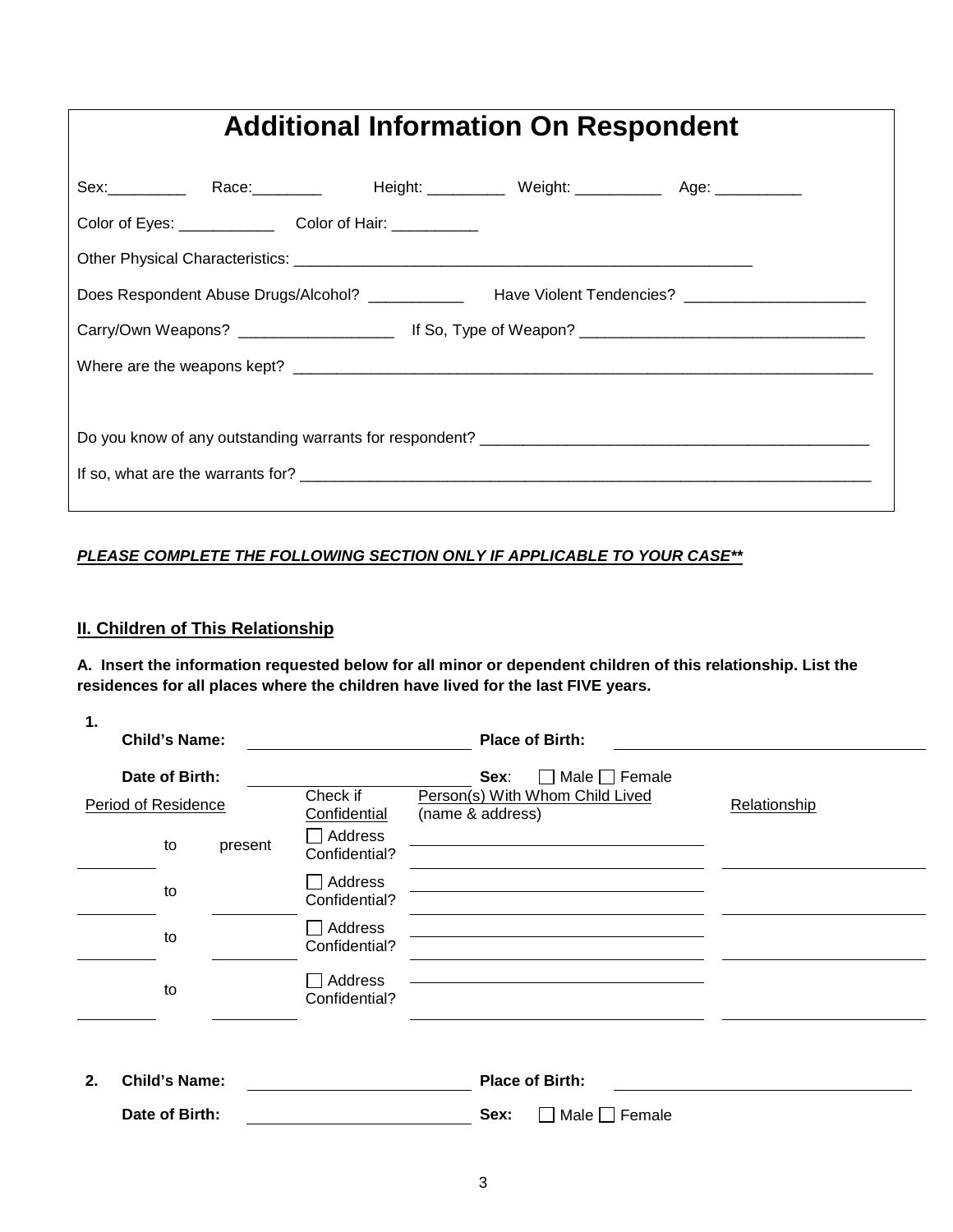# Additional Information On Respondent

Sex:_________ Race:________ Height: _________ Weight: __________ Age: __________

Color of Eyes: ___________ Color of Hair: __________

Other Physical Characteristics: _______________________________________________________

Does Respondent Abuse Drugs/Alcohol? ___________ Have Violent Tendencies? _____________________

Carry/Own Weapons? __________________ If So, Type of Weapon? _________________________________

Where are the weapons kept? _____________________________________________________________________

Do you know of any outstanding warrants for respondent? _____________________________________________

If so, what are the warrants for? ____________________________________________________________________

***PLEASE COMPLETE THE FOLLOWING SECTION ONLY IF APPLICABLE TO YOUR CASE\*\****

## II. Children of This Relationship

**A. Insert the information requested below for all minor or dependent children of this relationship. List the residences for all places where the children have lived for the last FIVE years.**

**1.**

**Child's Name:** ________________________ **Place of Birth:** ________________________

**Date of Birth:** ________________________ **Sex:** ☐ Male ☐ Female

| Period of Residence | | | Check if Confidential | Person(s) With Whom Child Lived (name & address) | Relationship |
|---|---|---|---|---|---|
| | to | present | ☐ Address Confidential? | | |
| | to | | ☐ Address Confidential? | | |
| | to | | ☐ Address Confidential? | | |
| | to | | ☐ Address Confidential? | | |

**2.** **Child's Name:** ________________________ **Place of Birth:** ________________________

**Date of Birth:** ________________________ **Sex:** ☐ Male ☐ Female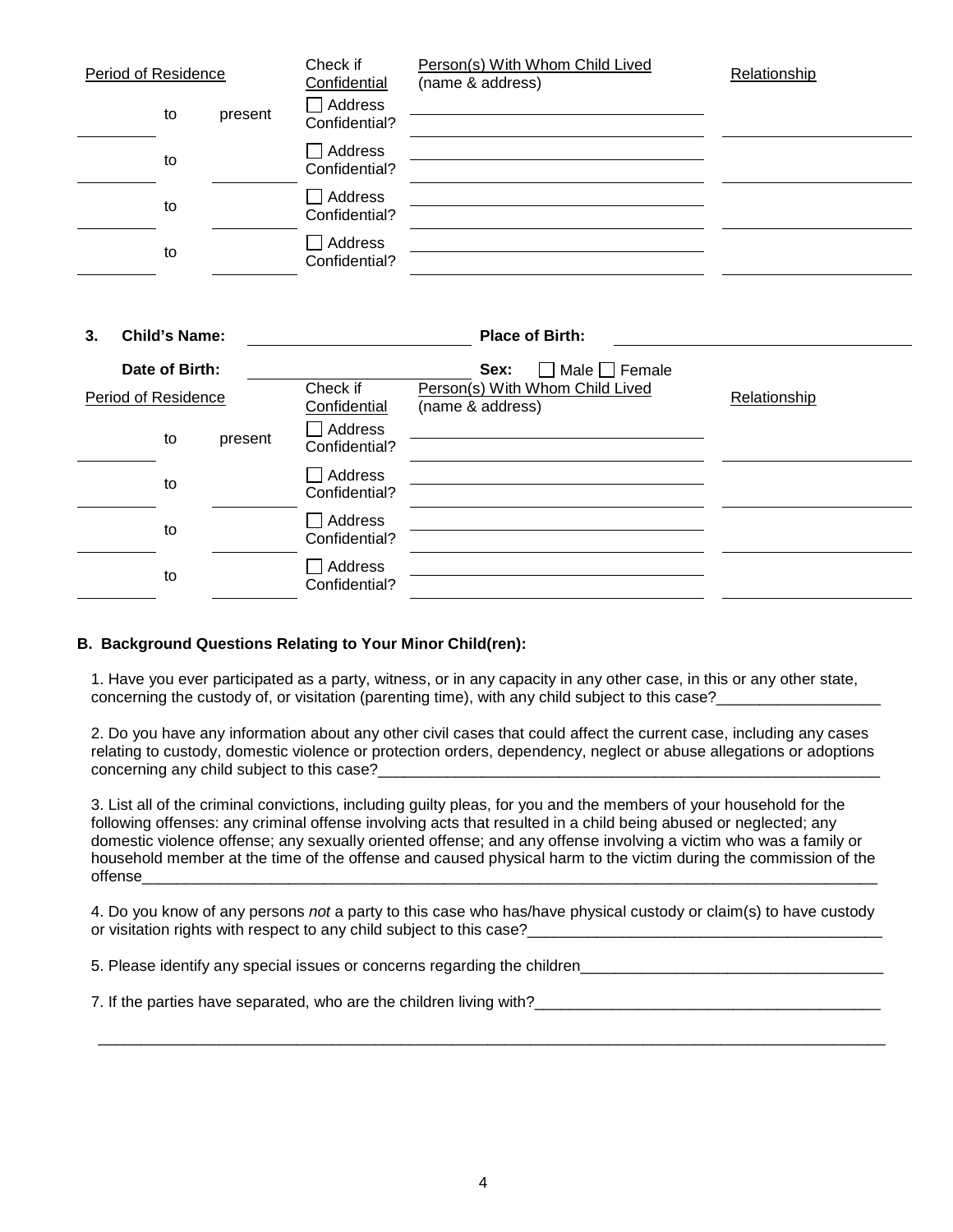| Period of Residence | | | Check if Confidential | Person(s) With Whom Child Lived (name & address) | Relationship |
|---|---|---|---|---|---|
| | to | present | ☐ Address Confidential? | | |
| | to | | ☐ Address Confidential? | | |
| | to | | ☐ Address Confidential? | | |
| | to | | ☐ Address Confidential? | | |

**3. Child's Name:** ____________________ **Place of Birth:** ____________________

**Date of Birth:** ____________________ **Sex:** ☐ Male ☐ Female

| Period of Residence | | | Check if Confidential | Person(s) With Whom Child Lived (name & address) | Relationship |
|---|---|---|---|---|---|
| | to | present | ☐ Address Confidential? | | |
| | to | | ☐ Address Confidential? | | |
| | to | | ☐ Address Confidential? | | |
| | to | | ☐ Address Confidential? | | |

**B. Background Questions Relating to Your Minor Child(ren):**

1. Have you ever participated as a party, witness, or in any capacity in any other case, in this or any other state, concerning the custody of, or visitation (parenting time), with any child subject to this case?___________________

2. Do you have any information about any other civil cases that could affect the current case, including any cases relating to custody, domestic violence or protection orders, dependency, neglect or abuse allegations or adoptions concerning any child subject to this case?___________________

3. List all of the criminal convictions, including guilty pleas, for you and the members of your household for the following offenses: any criminal offense involving acts that resulted in a child being abused or neglected; any domestic violence offense; any sexually oriented offense; and any offense involving a victim who was a family or household member at the time of the offense and caused physical harm to the victim during the commission of the offense___________________

4. Do you know of any persons *not* a party to this case who has/have physical custody or claim(s) to have custody or visitation rights with respect to any child subject to this case?___________________

5. Please identify any special issues or concerns regarding the children___________________

7. If the parties have separated, who are the children living with?___________________

___________________________________________________________________________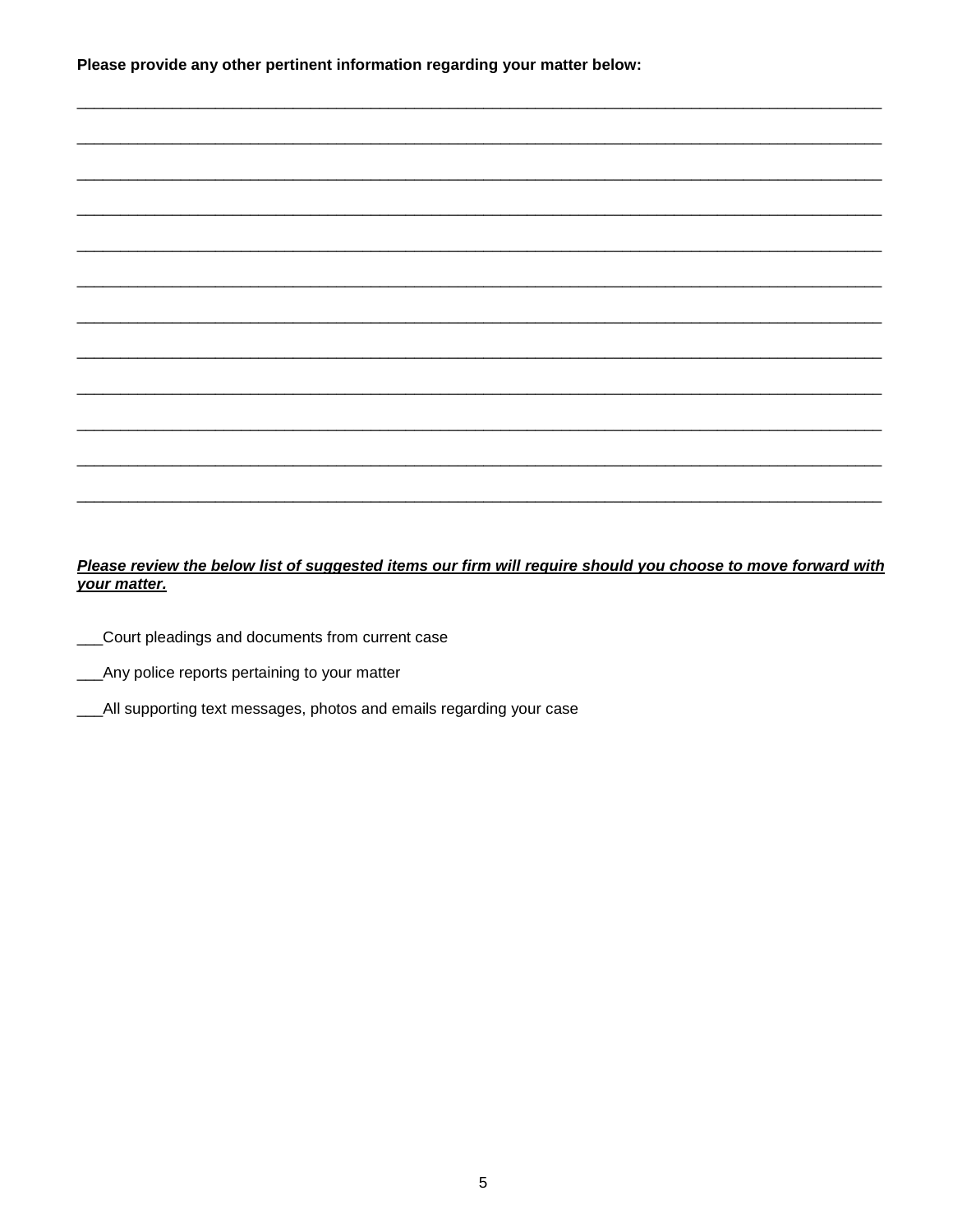**Please provide any other pertinent information regarding your matter below:**

________________________________________________________________________________________________

________________________________________________________________________________________________

________________________________________________________________________________________________

________________________________________________________________________________________________

________________________________________________________________________________________________

________________________________________________________________________________________________

________________________________________________________________________________________________

________________________________________________________________________________________________

________________________________________________________________________________________________

________________________________________________________________________________________________

________________________________________________________________________________________________

________________________________________________________________________________________________

***<u>Please review the below list of suggested items our firm will require should you choose to move forward with your matter.</u>***

___Court pleadings and documents from current case

___Any police reports pertaining to your matter

___All supporting text messages, photos and emails regarding your case